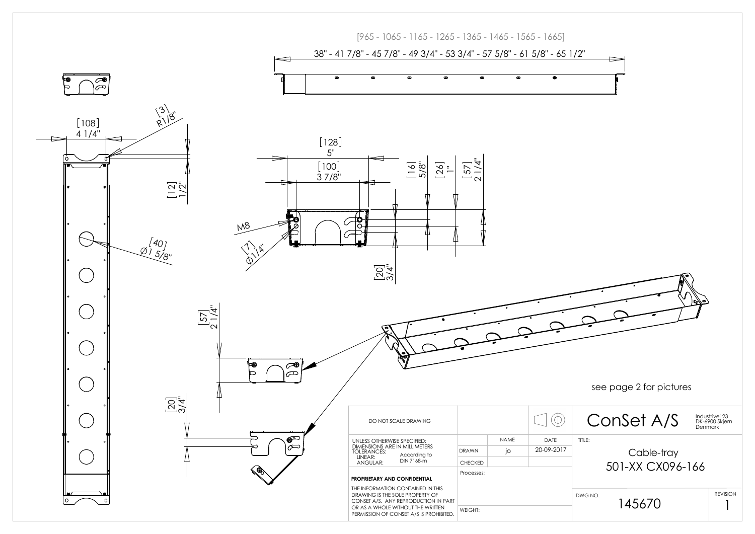[965 - 1065 - 1165 - 1265 - 1365 - 1465 - 1565 - 1665]

38" - 41 7/8" - 45 7/8" - 49 3/4" - 53 3/4" - 57 5/8" - 61 5/8" - 65 1/2"

[108]
4 1/4"

[3]
R1/8"

[12]
1/2"

[40]
Ø1 5/8"

[128]
5"

[100]
3 7/8"

[16]
5/8"

[26]
1"

[57]
2 1/4"

M8

[7]
Ø1/4"

[20]
3/4"

[57]
2 1/4"

[20]
3/4"

see page 2 for pictures

| DO NOT SCALE DRAWING | | | | ConSet A/S | Industrivej 23 DK-6900 Skjern Denmark |
|---|---|---|---|---|---|
| UNLESS OTHERWISE SPECIFIED: DIMENSIONS ARE IN MILLIMETERS TOLERANCES: LINEAR: ANGULAR: According to DIN 7168-m | | NAME | DATE | TITLE: Cable-tray 501-XX CX096-166 | |
| | DRAWN | jo | 20-09-2017 | | |
| | CHECKED | | | | |
| **PROPRIETARY AND CONFIDENTIAL** THE INFORMATION CONTAINED IN THIS DRAWING IS THE SOLE PROPERTY OF CONSET A/S. ANY REPRODUCTION IN PART OR AS A WHOLE WITHOUT THE WRITTEN PERMISSION OF CONSET A/S IS PROHIBITED. | Processes: | | | DWG NO. 145670 | REVISION 1 |
| | WEIGHT: | | | | |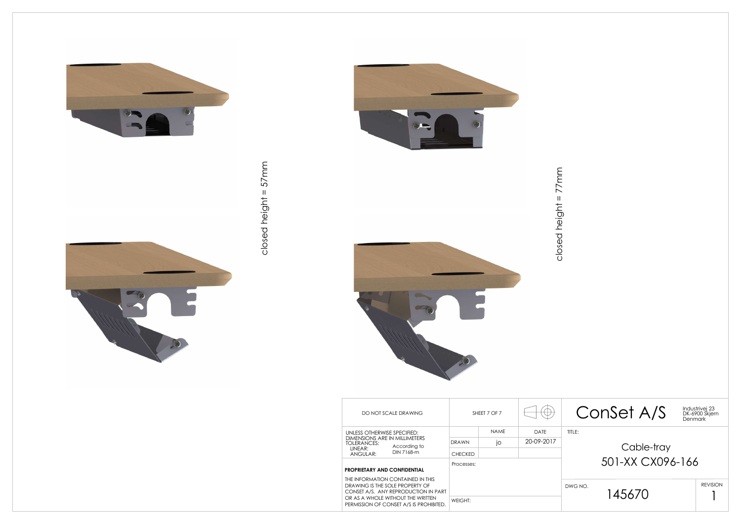closed height = 57mm

closed height = 77mm

| | | | | |
|---|---|---|---|---|
| DO NOT SCALE DRAWING | SHEET 7 OF 7 | | ConSet A/S | Industrivej 23 DK-6900 Skjern Denmark |
| UNLESS OTHERWISE SPECIFIED: DIMENSIONS ARE IN MILLIMETERS TOLERANCES: LINEAR: ANGULAR: According to DIN 7168-m | NAME | DATE | TITLE: Cable-tray 501-XX CX096-166 | |
| | DRAWN: jo | 20-09-2017 | | |
| | CHECKED | | | |
| **PROPRIETARY AND CONFIDENTIAL** THE INFORMATION CONTAINED IN THIS DRAWING IS THE SOLE PROPERTY OF CONSET A/S. ANY REPRODUCTION IN PART OR AS A WHOLE WITHOUT THE WRITTEN PERMISSION OF CONSET A/S IS PROHIBITED. | Processes: | | DWG NO. 145670 | REVISION 1 |
| | WEIGHT: | | | |